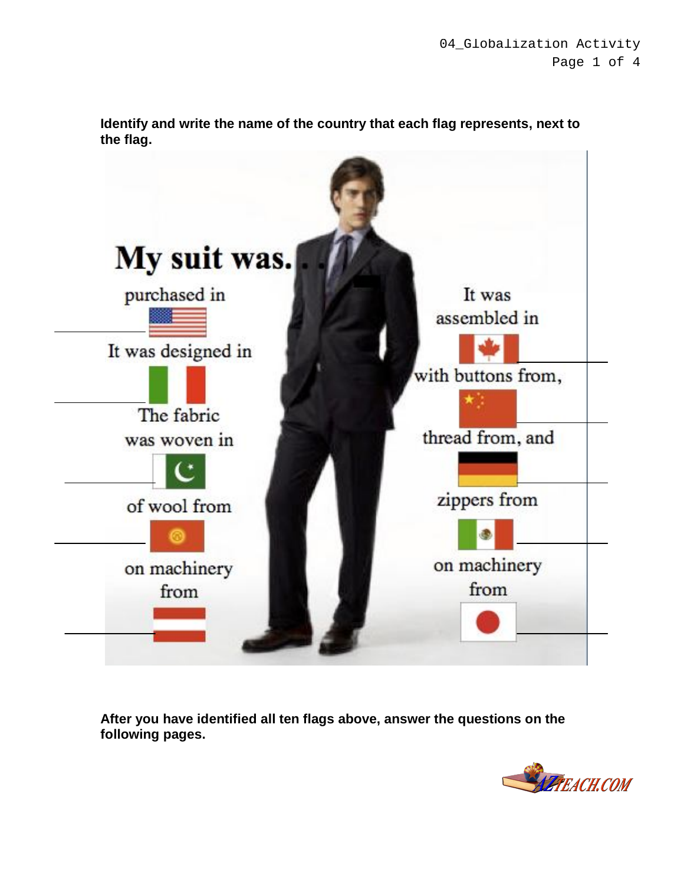**Identify and write the name of the country that each flag represents, next to the flag.**

My suit was. . .

purchased in ______

It was designed in ______

The fabric was woven in ______

of wool from ______

on machinery from ______

It was assembled in ______

with buttons from, ______

thread from, and ______

zippers from ______

on machinery from ______

**After you have identified all ten flags above, answer the questions on the following pages.**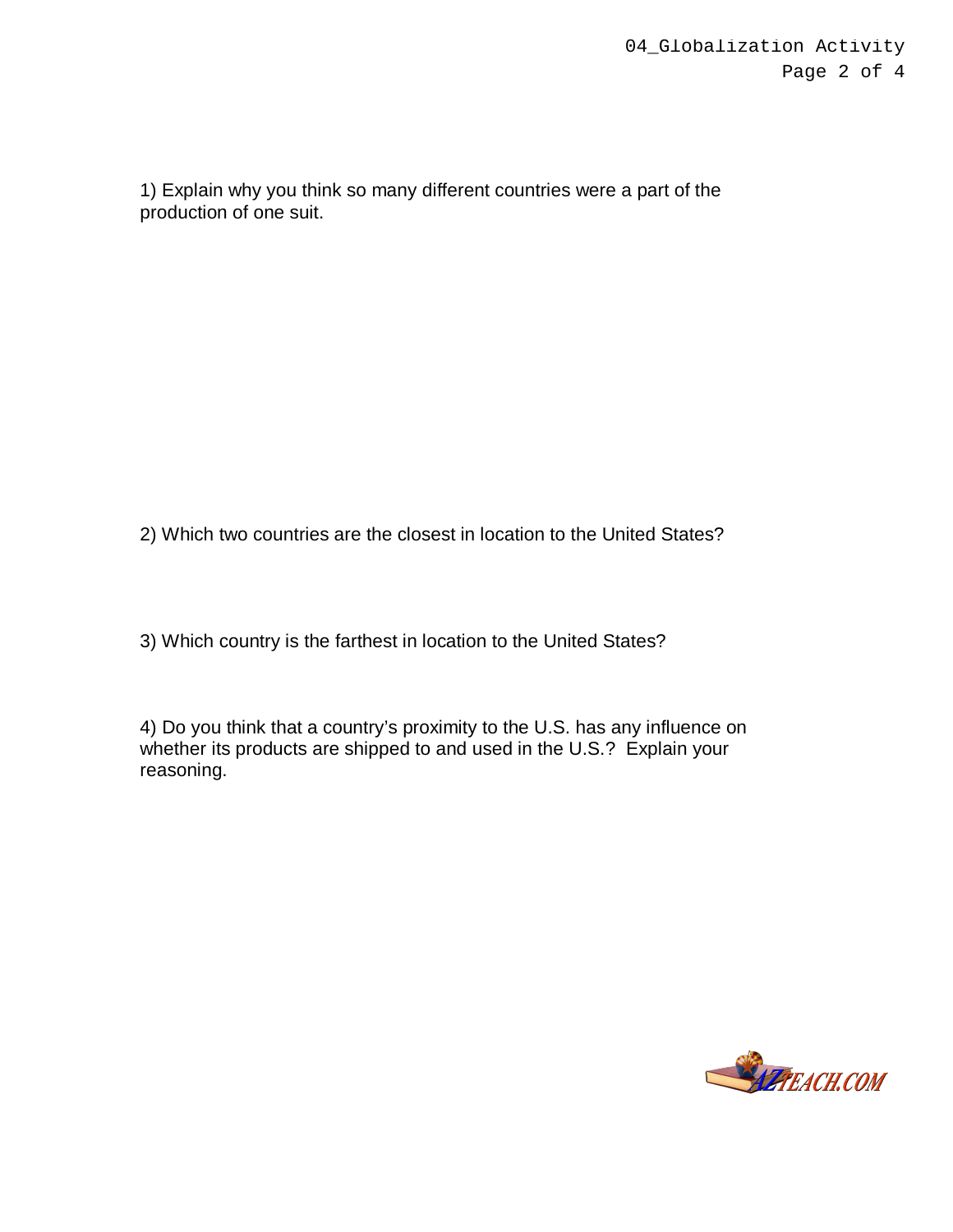1) Explain why you think so many different countries were a part of the production of one suit.

2) Which two countries are the closest in location to the United States?

3) Which country is the farthest in location to the United States?

4) Do you think that a country's proximity to the U.S. has any influence on whether its products are shipped to and used in the U.S.? Explain your reasoning.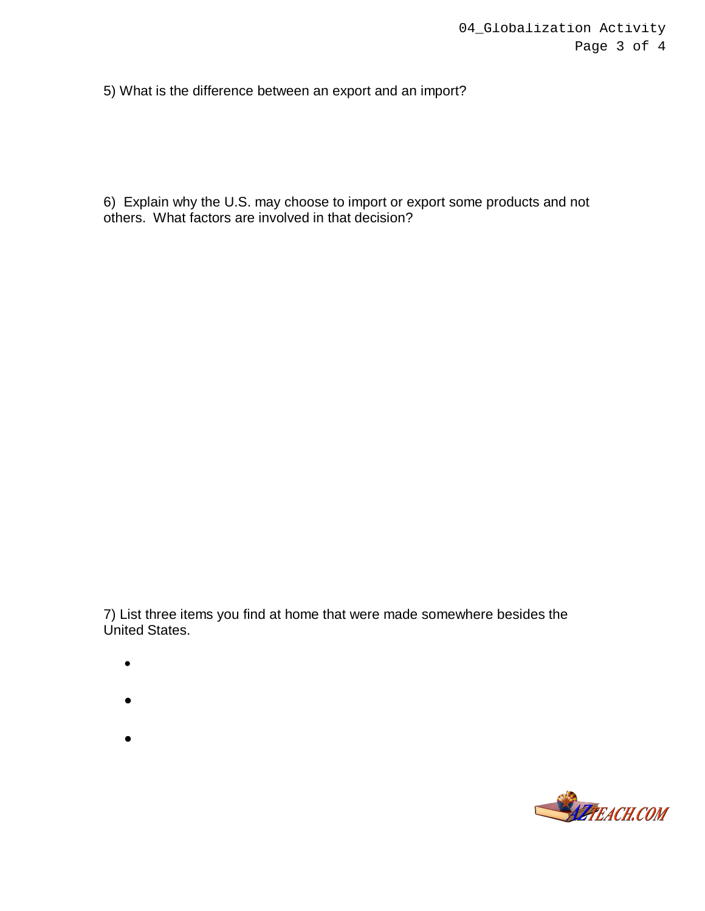5) What is the difference between an export and an import?

6) Explain why the U.S. may choose to import or export some products and not others. What factors are involved in that decision?

7) List three items you find at home that were made somewhere besides the United States.

- 
- 
-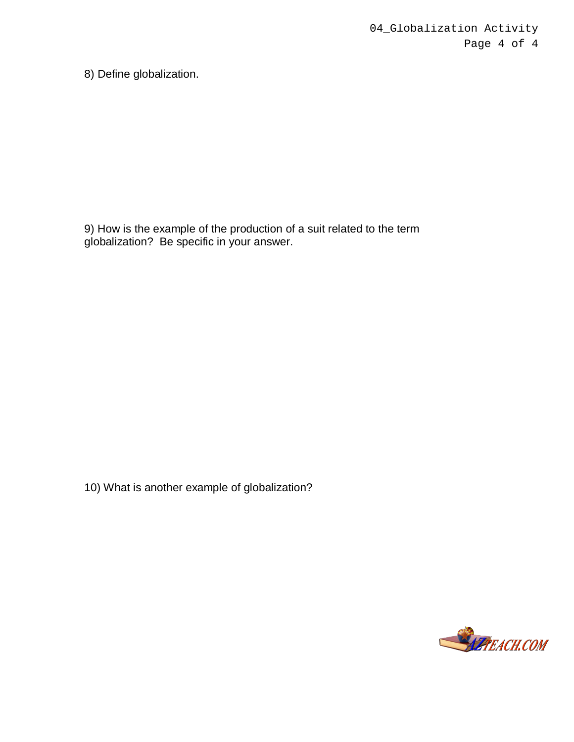8) Define globalization.

9) How is the example of the production of a suit related to the term globalization? Be specific in your answer.

10) What is another example of globalization?